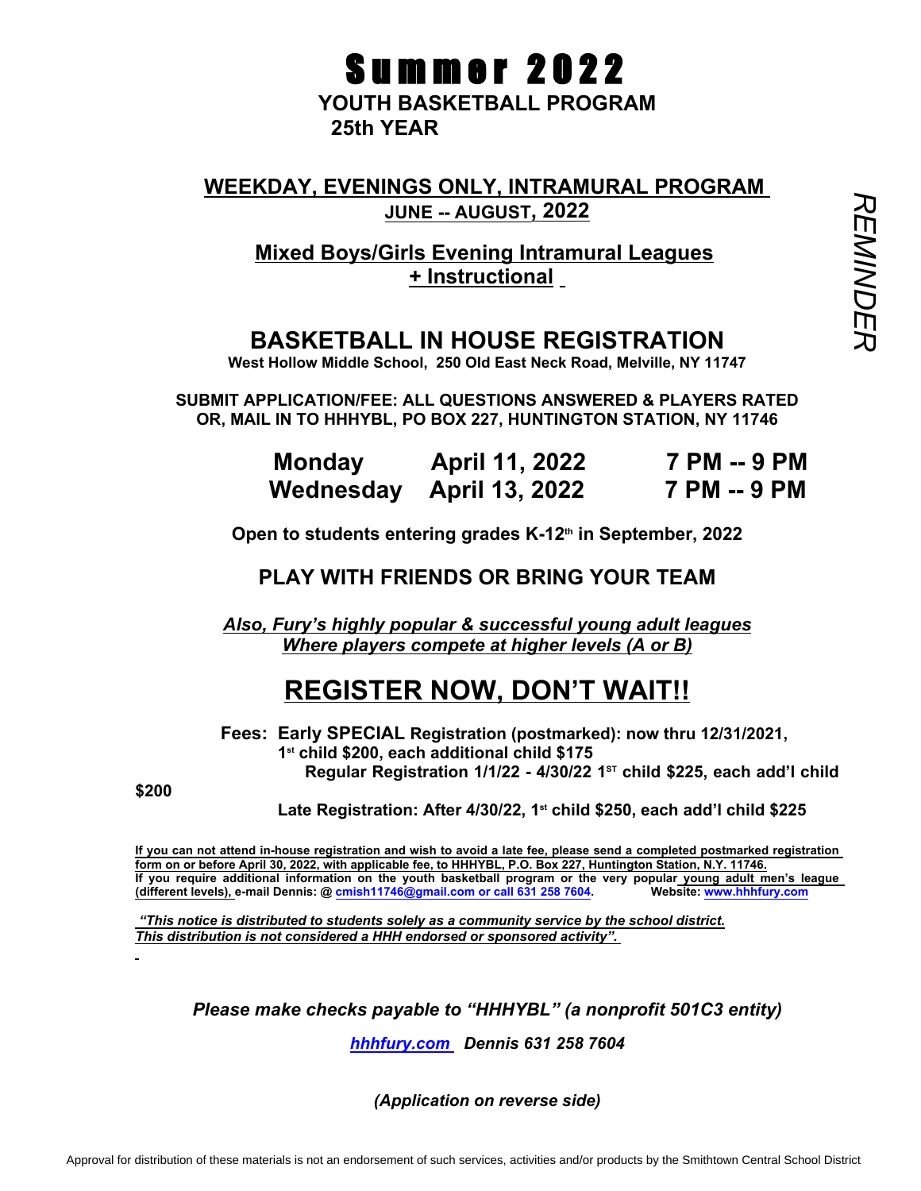# Summer 2022

**YOUTH BASKETBALL PROGRAM**
**25th YEAR**

REMINDER

## WEEKDAY, EVENINGS ONLY, INTRAMURAL PROGRAM
**JUNE -- AUGUST, 2022**

### Mixed Boys/Girls Evening Intramural Leagues + Instructional

## BASKETBALL IN HOUSE REGISTRATION

**West Hollow Middle School, 250 Old East Neck Road, Melville, NY 11747**

**SUBMIT APPLICATION/FEE: ALL QUESTIONS ANSWERED & PLAYERS RATED**
**OR, MAIL IN TO HHHYBL, PO BOX 227, HUNTINGTON STATION, NY 11746**

| | | |
|---|---|---|
| **Monday** | **April 11, 2022** | **7 PM -- 9 PM** |
| **Wednesday** | **April 13, 2022** | **7 PM -- 9 PM** |

**Open to students entering grades K-12th in September, 2022**

### PLAY WITH FRIENDS OR BRING YOUR TEAM

***Also, Fury's highly popular & successful young adult leagues***
***Where players compete at higher levels (A or B)***

## REGISTER NOW, DON'T WAIT!!

**Fees: Early SPECIAL Registration (postmarked): now thru 12/31/2021,**
**1st child $200, each additional child $175**
**Regular Registration 1/1/22 - 4/30/22 1ST child $225, each add'l child $200**

**Late Registration: After 4/30/22, 1st child $250, each add'l child $225**

**If you can not attend in-house registration and wish to avoid a late fee, please send a completed postmarked registration form on or before April 30, 2022, with applicable fee, to HHHYBL, P.O. Box 227, Huntington Station, N.Y. 11746.**
**If you require additional information on the youth basketball program or the very popular young adult men's league (different levels), e-mail Dennis: @ cmish11746@gmail.com or call 631 258 7604. Website: www.hhhfury.com**

***"This notice is distributed to students solely as a community service by the school district. This distribution is not considered a HHH endorsed or sponsored activity".***

***Please make checks payable to "HHHYBL" (a nonprofit 501C3 entity)***

***hhhfury.com Dennis 631 258 7604***

***(Application on reverse side)***

Approval for distribution of these materials is not an endorsement of such services, activities and/or products by the Smithtown Central School District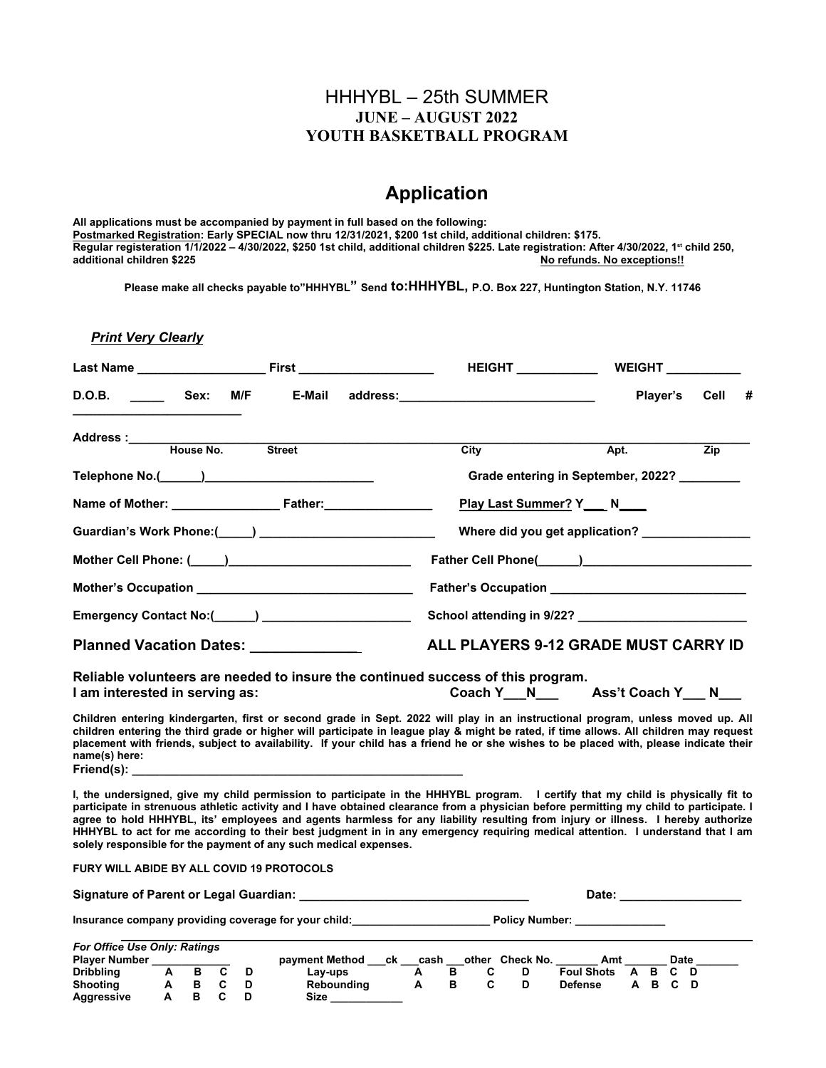# HHHYBL – 25th SUMMER

## JUNE – AUGUST 2022

## YOUTH BASKETBALL PROGRAM

# Application

**All applications must be accompanied by payment in full based on the following:**
**<u>Postmarked Registration</u>: Early SPECIAL now thru 12/31/2021, $200 1st child, additional children: $175.**
**Regular registeration 1/1/2022 – 4/30/2022, $250 1st child, additional children $225. Late registration: After 4/30/2022, 1st child 250, additional children $225** **<u>No refunds. No exceptions!!</u>**

**Please make all checks payable to"HHHYBL" Send to:HHHYBL, P.O. Box 227, Huntington Station, N.Y. 11746**

***<u>Print Very Clearly</u>***

**Last Name ___________________ First ____________________ HEIGHT ____________ WEIGHT ___________**

**D.O.B. _____ Sex: M/F E-Mail address:_____________________________ Player's Cell # _________________________**

**Address :_____________________________________________________________________________________**
**House No. Street City Apt. Zip**

**Telephone No.(______)_________________________** **Grade entering in September, 2022? _________**

**Name of Mother: ________________ Father:________________** **<u>Play Last Summer?</u> Y___ N____**

**Guardian's Work Phone:(_____) __________________________** **Where did you get application? ________________**

**Mother Cell Phone: (_____)___________________________** **Father Cell Phone(______)_________________________**

**Mother's Occupation ________________________________** **Father's Occupation _____________________________**

**Emergency Contact No:(______) ______________________** **School attending in 9/22? _________________________**

**Planned Vacation Dates: ______________** **ALL PLAYERS 9-12 GRADE MUST CARRY ID**

**Reliable volunteers are needed to insure the continued success of this program.**
**I am interested in serving as: Coach Y___N___ Ass't Coach Y___ N___**

**Children entering kindergarten, first or second grade in Sept. 2022 will play in an instructional program, unless moved up. All children entering the third grade or higher will participate in league play & might be rated, if time allows. All children may request placement with friends, subject to availability. If your child has a friend he or she wishes to be placed with, please indicate their name(s) here:**
**Friend(s): __________________________________________________**

**I, the undersigned, give my child permission to participate in the HHHYBL program. I certify that my child is physically fit to participate in strenuous athletic activity and I have obtained clearance from a physician before permitting my child to participate. I agree to hold HHHYBL, its' employees and agents harmless for any liability resulting from injury or illness. I hereby authorize HHHYBL to act for me according to their best judgment in in any emergency requiring medical attention. I understand that I am solely responsible for the payment of any such medical expenses.**

**FURY WILL ABIDE BY ALL COVID 19 PROTOCOLS**

**Signature of Parent or Legal Guardian: _________________________________** **Date: __________________**

**Insurance company providing coverage for your child:_______________________ Policy Number: _______________**

***For Office Use Only: Ratings***

**Player Number _____________** **payment Method ___ck ___cash ___other Check No. _______ Amt _______ Date _______**

| | | | | | | | | | | | | | | |
|---|---|---|---|---|---|---|---|---|---|---|---|---|---|---|
| **Dribbling** | A | B | C | D | **Lay-ups** | A | B | C | D | **Foul Shots** | A | B | C | D |
| **Shooting** | A | B | C | D | **Rebounding** | A | B | C | D | **Defense** | A | B | C | D |
| **Aggressive** | A | B | C | D | **Size ____________** | | | | | | | | | |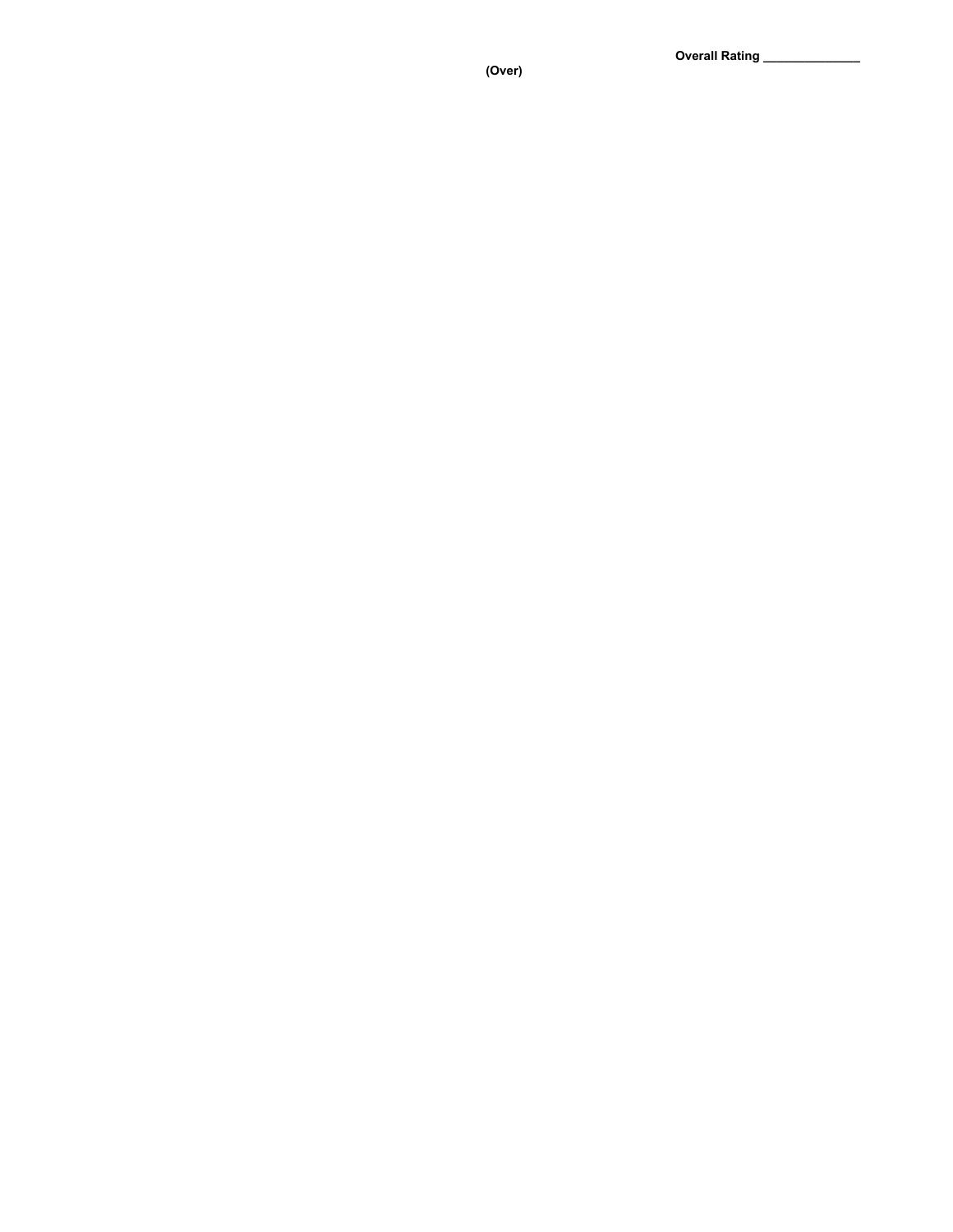**Overall Rating _______________**

**(Over)**